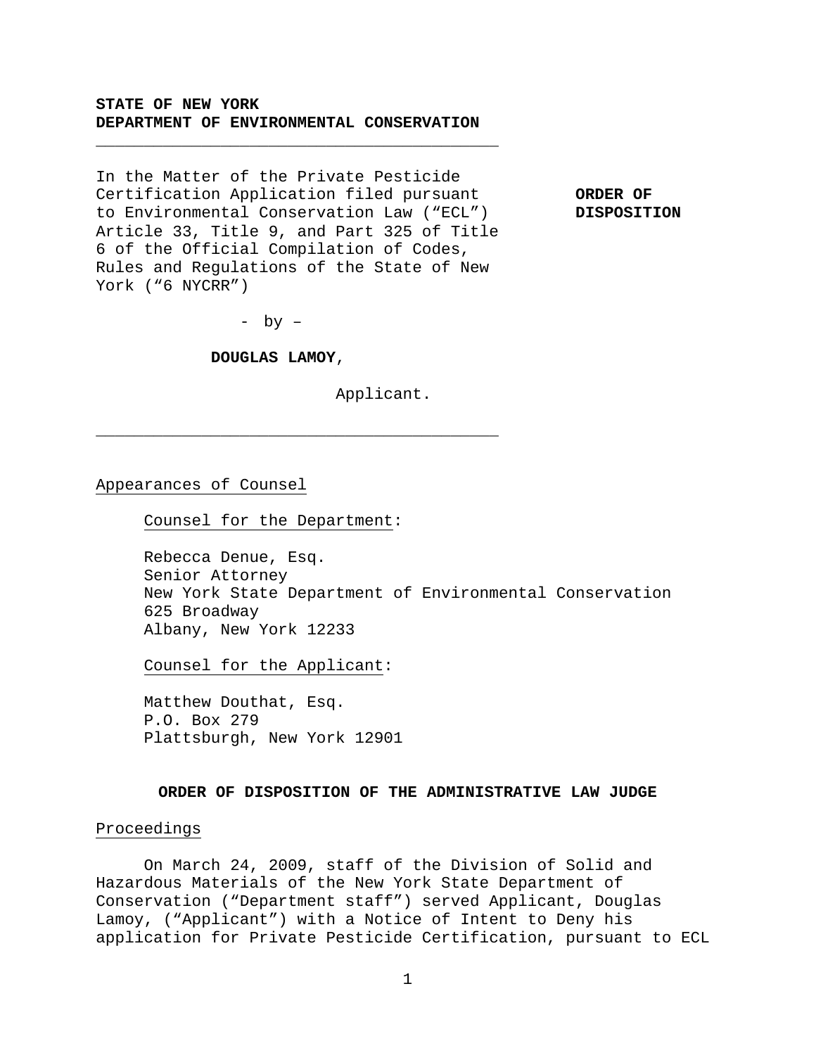**STATE OF NEW YORK**
**DEPARTMENT OF ENVIRONMENTAL CONSERVATION**

---

In the Matter of the Private Pesticide Certification Application filed pursuant to Environmental Conservation Law (“ECL”) Article 33, Title 9, and Part 325 of Title 6 of the Official Compilation of Codes, Rules and Regulations of the State of New York (“6 NYCRR”)

\- by –

**DOUGLAS LAMOY**,

Applicant.

**ORDER OF DISPOSITION**

---

Appearances of Counsel

Counsel for the Department:

Rebecca Denue, Esq.
Senior Attorney
New York State Department of Environmental Conservation
625 Broadway
Albany, New York 12233

Counsel for the Applicant:

Matthew Douthat, Esq.
P.O. Box 279
Plattsburgh, New York 12901

## ORDER OF DISPOSITION OF THE ADMINISTRATIVE LAW JUDGE

Proceedings

On March 24, 2009, staff of the Division of Solid and Hazardous Materials of the New York State Department of Conservation (“Department staff”) served Applicant, Douglas Lamoy, (“Applicant”) with a Notice of Intent to Deny his application for Private Pesticide Certification, pursuant to ECL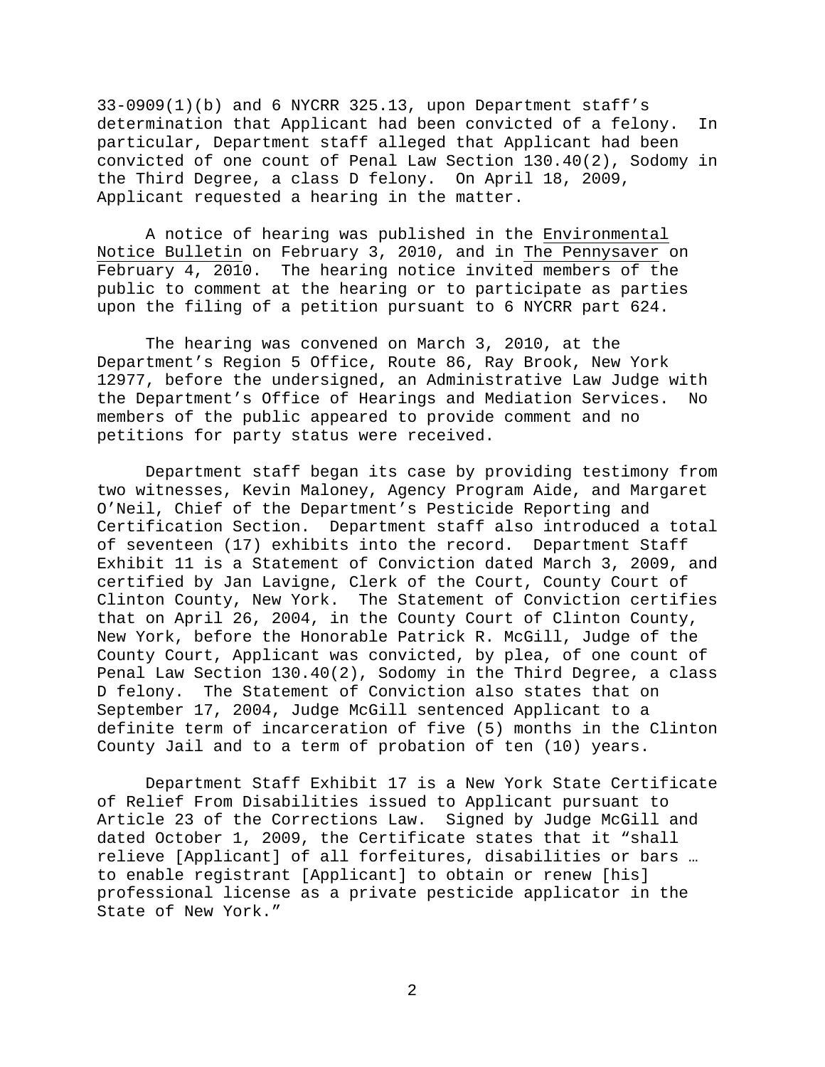33-0909(1)(b) and 6 NYCRR 325.13, upon Department staff's determination that Applicant had been convicted of a felony. In particular, Department staff alleged that Applicant had been convicted of one count of Penal Law Section 130.40(2), Sodomy in the Third Degree, a class D felony. On April 18, 2009, Applicant requested a hearing in the matter.

A notice of hearing was published in the Environmental Notice Bulletin on February 3, 2010, and in The Pennysaver on February 4, 2010. The hearing notice invited members of the public to comment at the hearing or to participate as parties upon the filing of a petition pursuant to 6 NYCRR part 624.

The hearing was convened on March 3, 2010, at the Department's Region 5 Office, Route 86, Ray Brook, New York 12977, before the undersigned, an Administrative Law Judge with the Department's Office of Hearings and Mediation Services. No members of the public appeared to provide comment and no petitions for party status were received.

Department staff began its case by providing testimony from two witnesses, Kevin Maloney, Agency Program Aide, and Margaret O'Neil, Chief of the Department's Pesticide Reporting and Certification Section. Department staff also introduced a total of seventeen (17) exhibits into the record. Department Staff Exhibit 11 is a Statement of Conviction dated March 3, 2009, and certified by Jan Lavigne, Clerk of the Court, County Court of Clinton County, New York. The Statement of Conviction certifies that on April 26, 2004, in the County Court of Clinton County, New York, before the Honorable Patrick R. McGill, Judge of the County Court, Applicant was convicted, by plea, of one count of Penal Law Section 130.40(2), Sodomy in the Third Degree, a class D felony. The Statement of Conviction also states that on September 17, 2004, Judge McGill sentenced Applicant to a definite term of incarceration of five (5) months in the Clinton County Jail and to a term of probation of ten (10) years.

Department Staff Exhibit 17 is a New York State Certificate of Relief From Disabilities issued to Applicant pursuant to Article 23 of the Corrections Law. Signed by Judge McGill and dated October 1, 2009, the Certificate states that it "shall relieve [Applicant] of all forfeitures, disabilities or bars … to enable registrant [Applicant] to obtain or renew [his] professional license as a private pesticide applicator in the State of New York."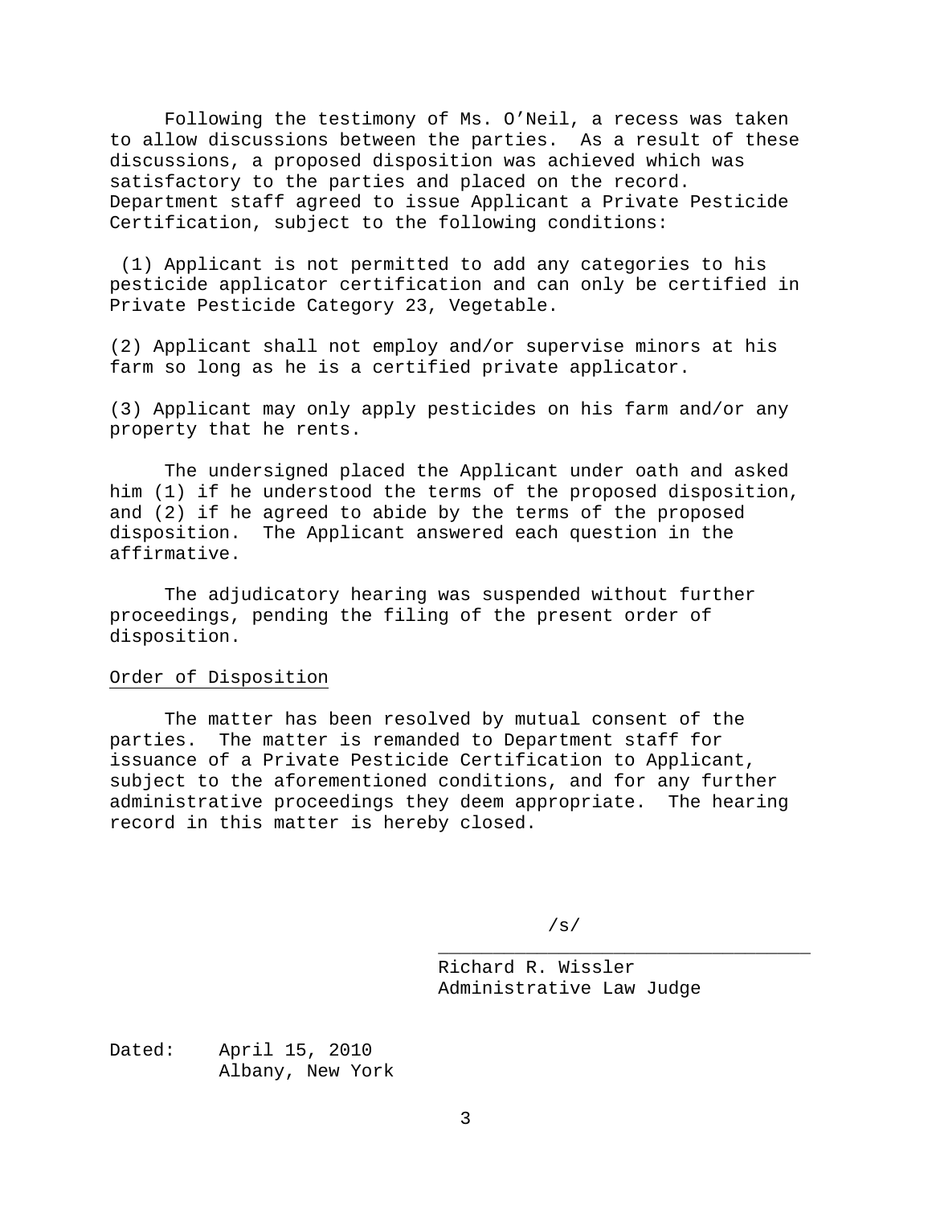Following the testimony of Ms. O'Neil, a recess was taken to allow discussions between the parties. As a result of these discussions, a proposed disposition was achieved which was satisfactory to the parties and placed on the record. Department staff agreed to issue Applicant a Private Pesticide Certification, subject to the following conditions:

(1) Applicant is not permitted to add any categories to his pesticide applicator certification and can only be certified in Private Pesticide Category 23, Vegetable.

(2) Applicant shall not employ and/or supervise minors at his farm so long as he is a certified private applicator.

(3) Applicant may only apply pesticides on his farm and/or any property that he rents.

The undersigned placed the Applicant under oath and asked him (1) if he understood the terms of the proposed disposition, and (2) if he agreed to abide by the terms of the proposed disposition. The Applicant answered each question in the affirmative.

The adjudicatory hearing was suspended without further proceedings, pending the filing of the present order of disposition.

Order of Disposition

The matter has been resolved by mutual consent of the parties. The matter is remanded to Department staff for issuance of a Private Pesticide Certification to Applicant, subject to the aforementioned conditions, and for any further administrative proceedings they deem appropriate. The hearing record in this matter is hereby closed.

/s/

Richard R. Wissler
Administrative Law Judge

Dated: April 15, 2010
Albany, New York